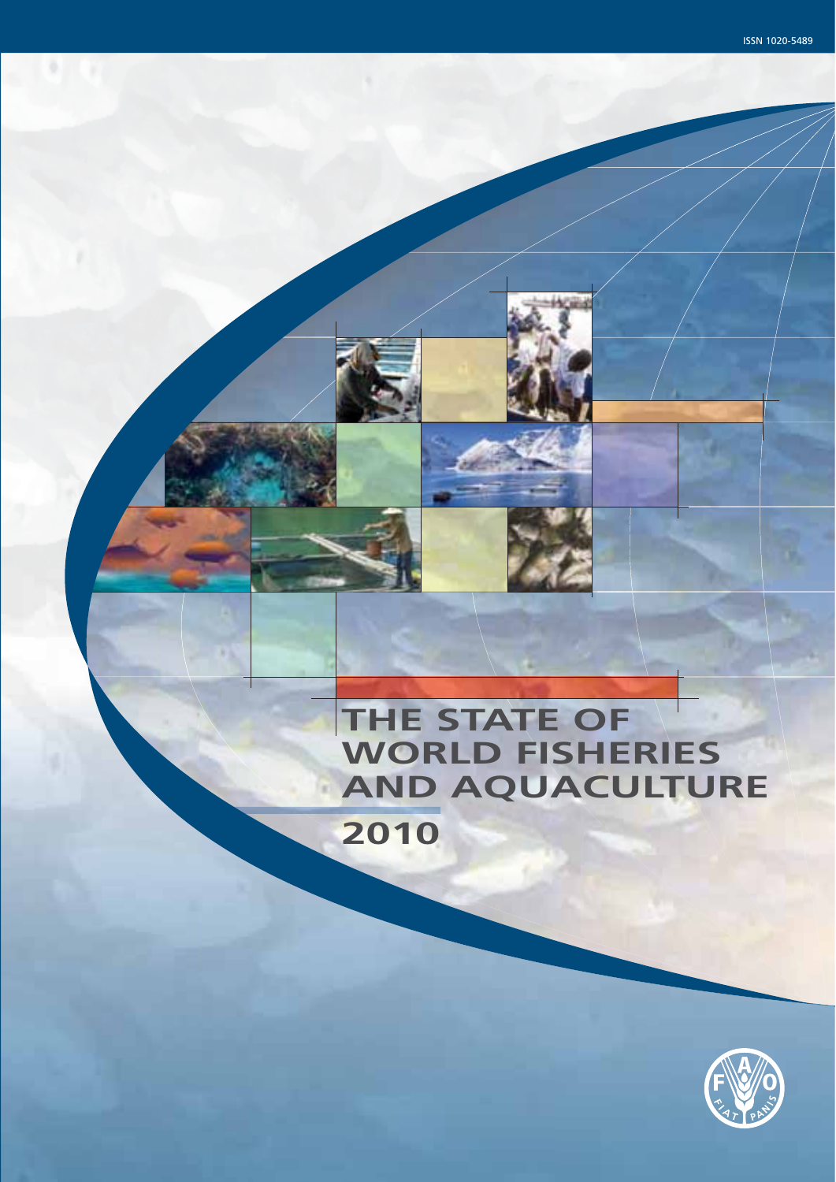ISSN 1020-5489

# THE STATE OF WORLD FISHERIES AND AQUACULTURE

## 2010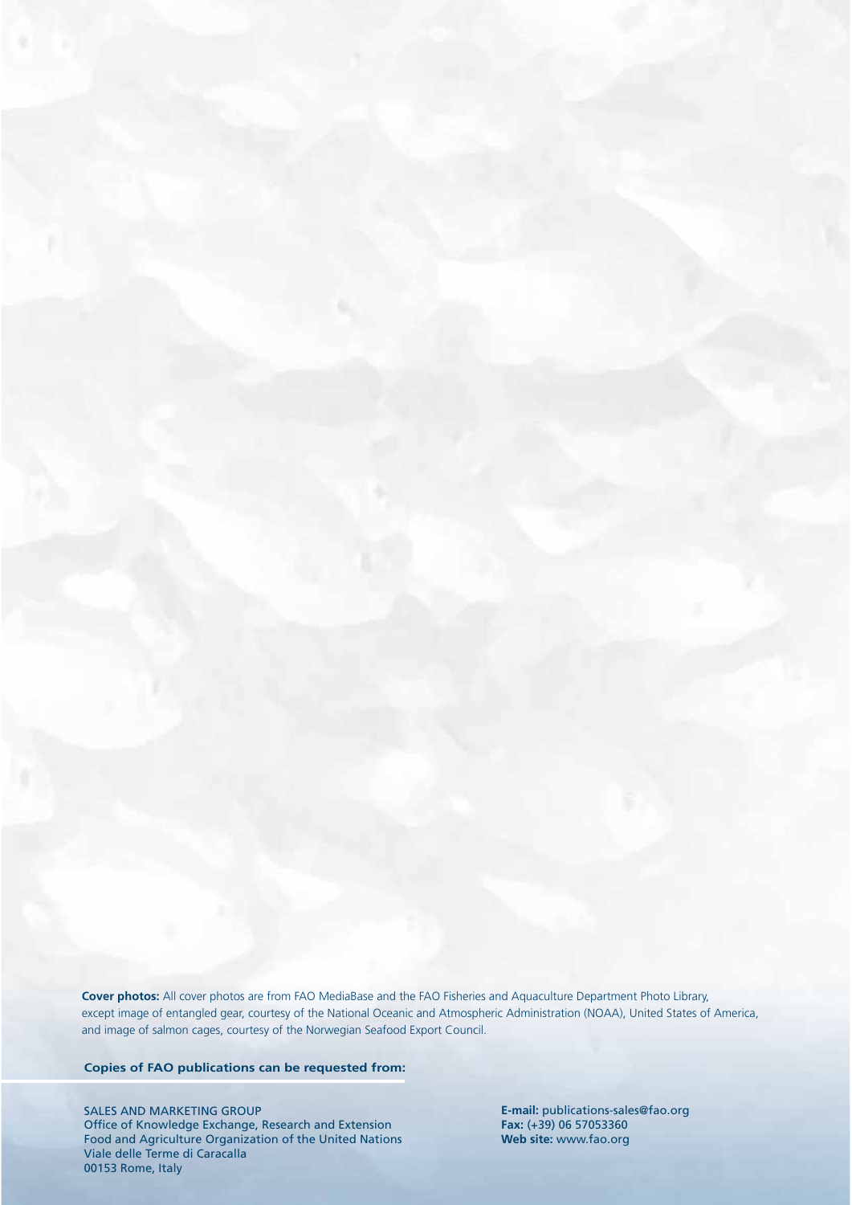**Cover photos:** All cover photos are from FAO MediaBase and the FAO Fisheries and Aquaculture Department Photo Library, except image of entangled gear, courtesy of the National Oceanic and Atmospheric Administration (NOAA), United States of America, and image of salmon cages, courtesy of the Norwegian Seafood Export Council.

**Copies of FAO publications can be requested from:**

SALES AND MARKETING GROUP
Office of Knowledge Exchange, Research and Extension
Food and Agriculture Organization of the United Nations
Viale delle Terme di Caracalla
00153 Rome, Italy

**E-mail:** publications-sales@fao.org
**Fax:** (+39) 06 57053360
**Web site:** www.fao.org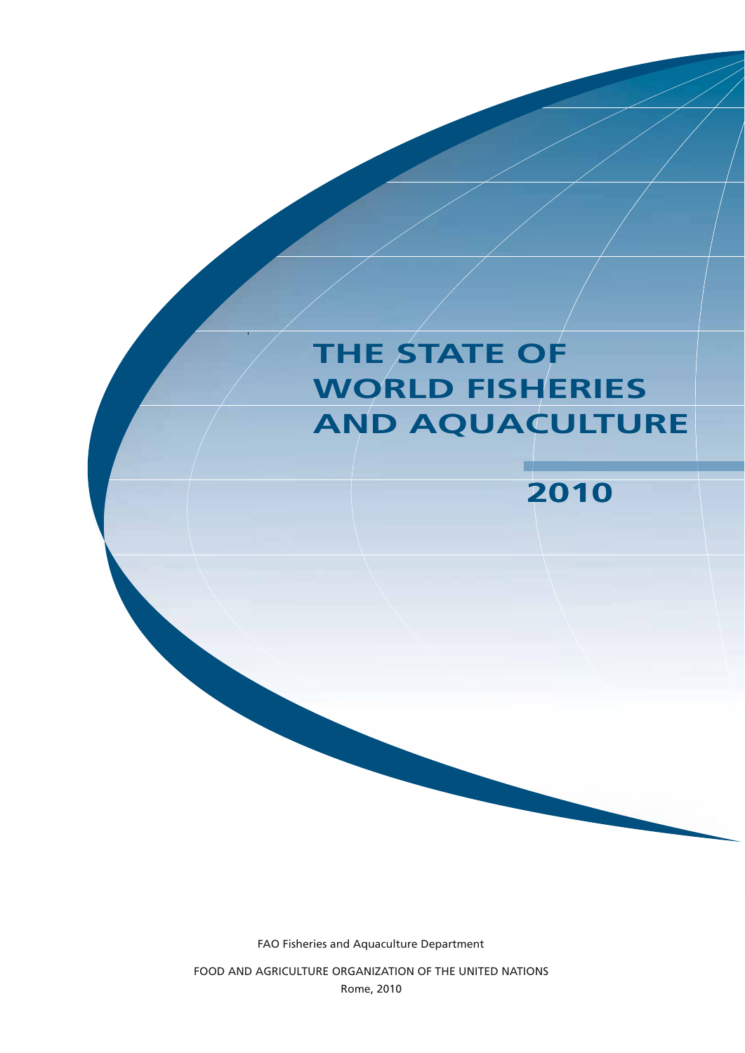# THE STATE OF WORLD FISHERIES AND AQUACULTURE

## 2010

FAO Fisheries and Aquaculture Department

FOOD AND AGRICULTURE ORGANIZATION OF THE UNITED NATIONS

Rome, 2010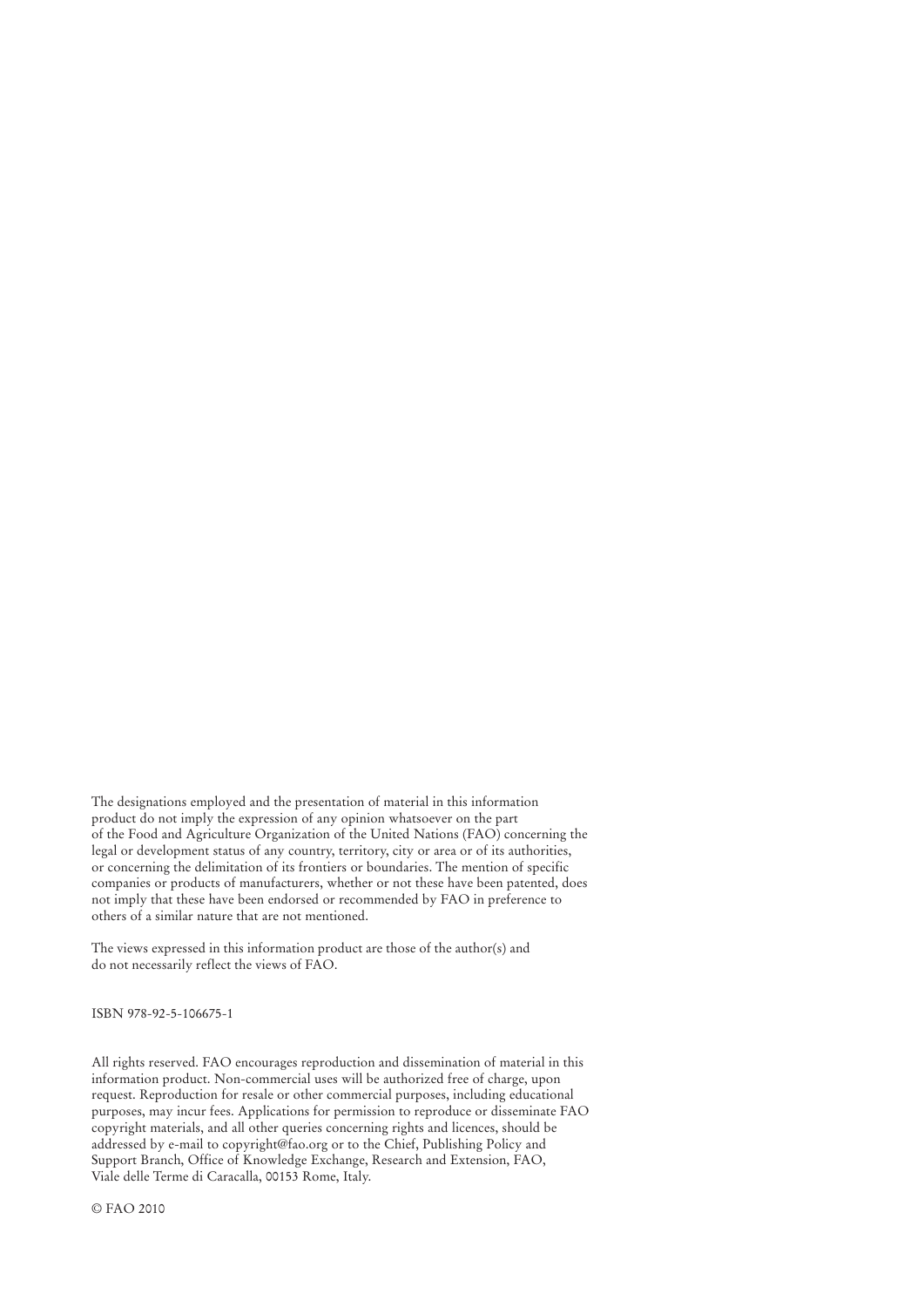The designations employed and the presentation of material in this information product do not imply the expression of any opinion whatsoever on the part of the Food and Agriculture Organization of the United Nations (FAO) concerning the legal or development status of any country, territory, city or area or of its authorities, or concerning the delimitation of its frontiers or boundaries. The mention of specific companies or products of manufacturers, whether or not these have been patented, does not imply that these have been endorsed or recommended by FAO in preference to others of a similar nature that are not mentioned.

The views expressed in this information product are those of the author(s) and do not necessarily reflect the views of FAO.

ISBN 978-92-5-106675-1

All rights reserved. FAO encourages reproduction and dissemination of material in this information product. Non-commercial uses will be authorized free of charge, upon request. Reproduction for resale or other commercial purposes, including educational purposes, may incur fees. Applications for permission to reproduce or disseminate FAO copyright materials, and all other queries concerning rights and licences, should be addressed by e-mail to copyright@fao.org or to the Chief, Publishing Policy and Support Branch, Office of Knowledge Exchange, Research and Extension, FAO, Viale delle Terme di Caracalla, 00153 Rome, Italy.

© FAO 2010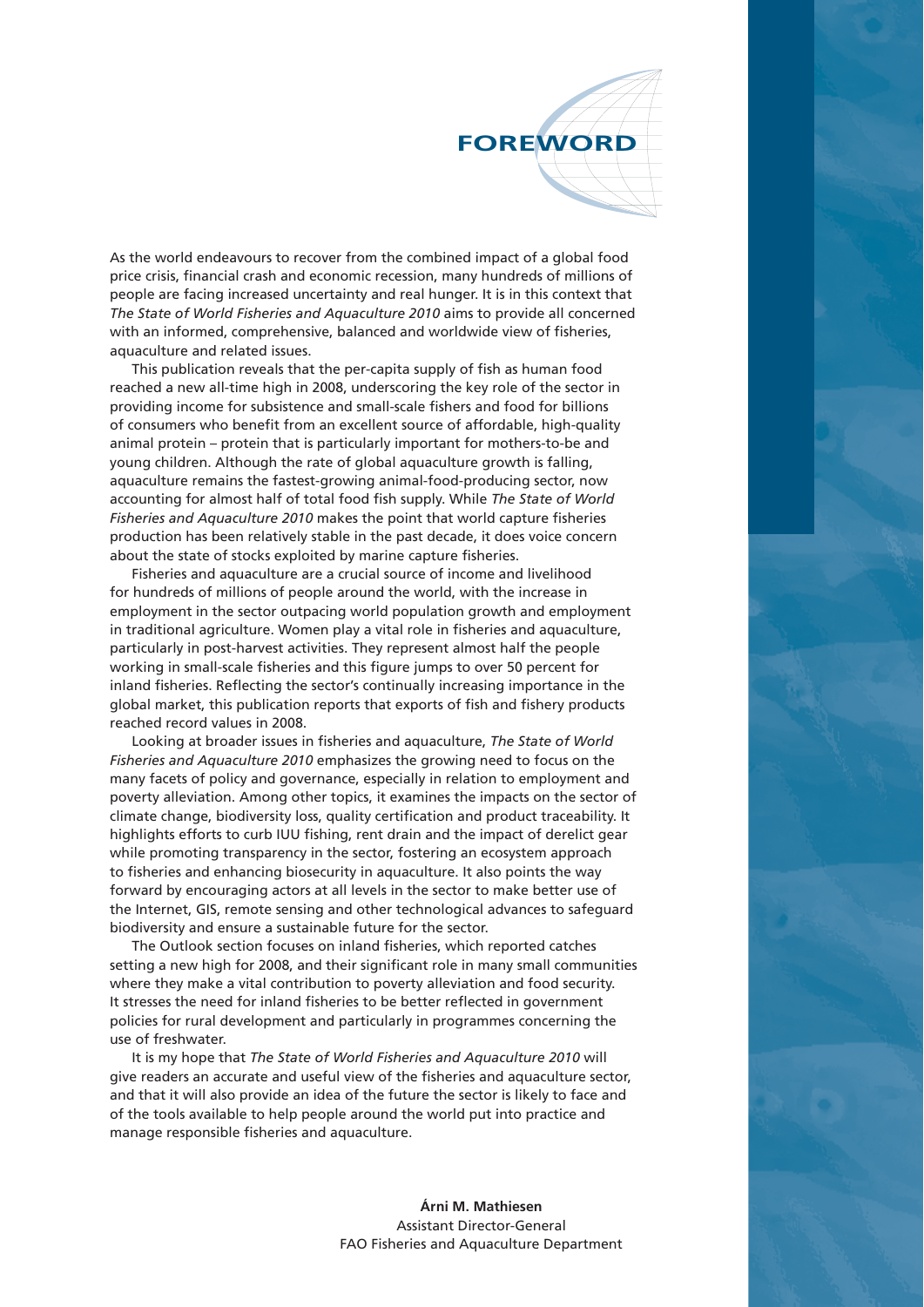# FOREWORD

As the world endeavours to recover from the combined impact of a global food price crisis, financial crash and economic recession, many hundreds of millions of people are facing increased uncertainty and real hunger. It is in this context that *The State of World Fisheries and Aquaculture 2010* aims to provide all concerned with an informed, comprehensive, balanced and worldwide view of fisheries, aquaculture and related issues.

This publication reveals that the per-capita supply of fish as human food reached a new all-time high in 2008, underscoring the key role of the sector in providing income for subsistence and small-scale fishers and food for billions of consumers who benefit from an excellent source of affordable, high-quality animal protein – protein that is particularly important for mothers-to-be and young children. Although the rate of global aquaculture growth is falling, aquaculture remains the fastest-growing animal-food-producing sector, now accounting for almost half of total food fish supply. While *The State of World Fisheries and Aquaculture 2010* makes the point that world capture fisheries production has been relatively stable in the past decade, it does voice concern about the state of stocks exploited by marine capture fisheries.

Fisheries and aquaculture are a crucial source of income and livelihood for hundreds of millions of people around the world, with the increase in employment in the sector outpacing world population growth and employment in traditional agriculture. Women play a vital role in fisheries and aquaculture, particularly in post-harvest activities. They represent almost half the people working in small-scale fisheries and this figure jumps to over 50 percent for inland fisheries. Reflecting the sector's continually increasing importance in the global market, this publication reports that exports of fish and fishery products reached record values in 2008.

Looking at broader issues in fisheries and aquaculture, *The State of World Fisheries and Aquaculture 2010* emphasizes the growing need to focus on the many facets of policy and governance, especially in relation to employment and poverty alleviation. Among other topics, it examines the impacts on the sector of climate change, biodiversity loss, quality certification and product traceability. It highlights efforts to curb IUU fishing, rent drain and the impact of derelict gear while promoting transparency in the sector, fostering an ecosystem approach to fisheries and enhancing biosecurity in aquaculture. It also points the way forward by encouraging actors at all levels in the sector to make better use of the Internet, GIS, remote sensing and other technological advances to safeguard biodiversity and ensure a sustainable future for the sector.

The Outlook section focuses on inland fisheries, which reported catches setting a new high for 2008, and their significant role in many small communities where they make a vital contribution to poverty alleviation and food security. It stresses the need for inland fisheries to be better reflected in government policies for rural development and particularly in programmes concerning the use of freshwater.

It is my hope that *The State of World Fisheries and Aquaculture 2010* will give readers an accurate and useful view of the fisheries and aquaculture sector, and that it will also provide an idea of the future the sector is likely to face and of the tools available to help people around the world put into practice and manage responsible fisheries and aquaculture.

**Árni M. Mathiesen**
Assistant Director-General
FAO Fisheries and Aquaculture Department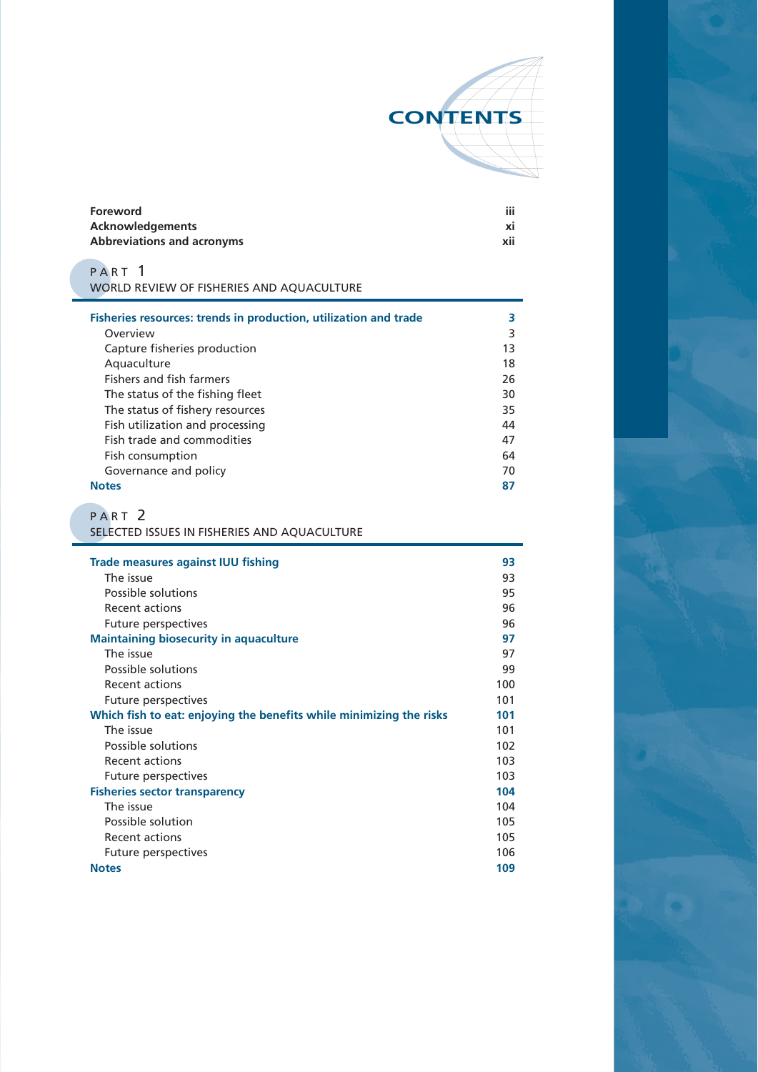# CONTENTS

| | |
|---|---|
| **Foreword** | **iii** |
| **Acknowledgements** | **xi** |
| **Abbreviations and acronyms** | **xii** |

## PART 1
## WORLD REVIEW OF FISHERIES AND AQUACULTURE

| | |
|---|---|
| **Fisheries resources: trends in production, utilization and trade** | **3** |
| Overview | 3 |
| Capture fisheries production | 13 |
| Aquaculture | 18 |
| Fishers and fish farmers | 26 |
| The status of the fishing fleet | 30 |
| The status of fishery resources | 35 |
| Fish utilization and processing | 44 |
| Fish trade and commodities | 47 |
| Fish consumption | 64 |
| Governance and policy | 70 |
| **Notes** | **87** |

## PART 2
## SELECTED ISSUES IN FISHERIES AND AQUACULTURE

| | |
|---|---|
| **Trade measures against IUU fishing** | **93** |
| The issue | 93 |
| Possible solutions | 95 |
| Recent actions | 96 |
| Future perspectives | 96 |
| **Maintaining biosecurity in aquaculture** | **97** |
| The issue | 97 |
| Possible solutions | 99 |
| Recent actions | 100 |
| Future perspectives | 101 |
| **Which fish to eat: enjoying the benefits while minimizing the risks** | **101** |
| The issue | 101 |
| Possible solutions | 102 |
| Recent actions | 103 |
| Future perspectives | 103 |
| **Fisheries sector transparency** | **104** |
| The issue | 104 |
| Possible solution | 105 |
| Recent actions | 105 |
| Future perspectives | 106 |
| **Notes** | **109** |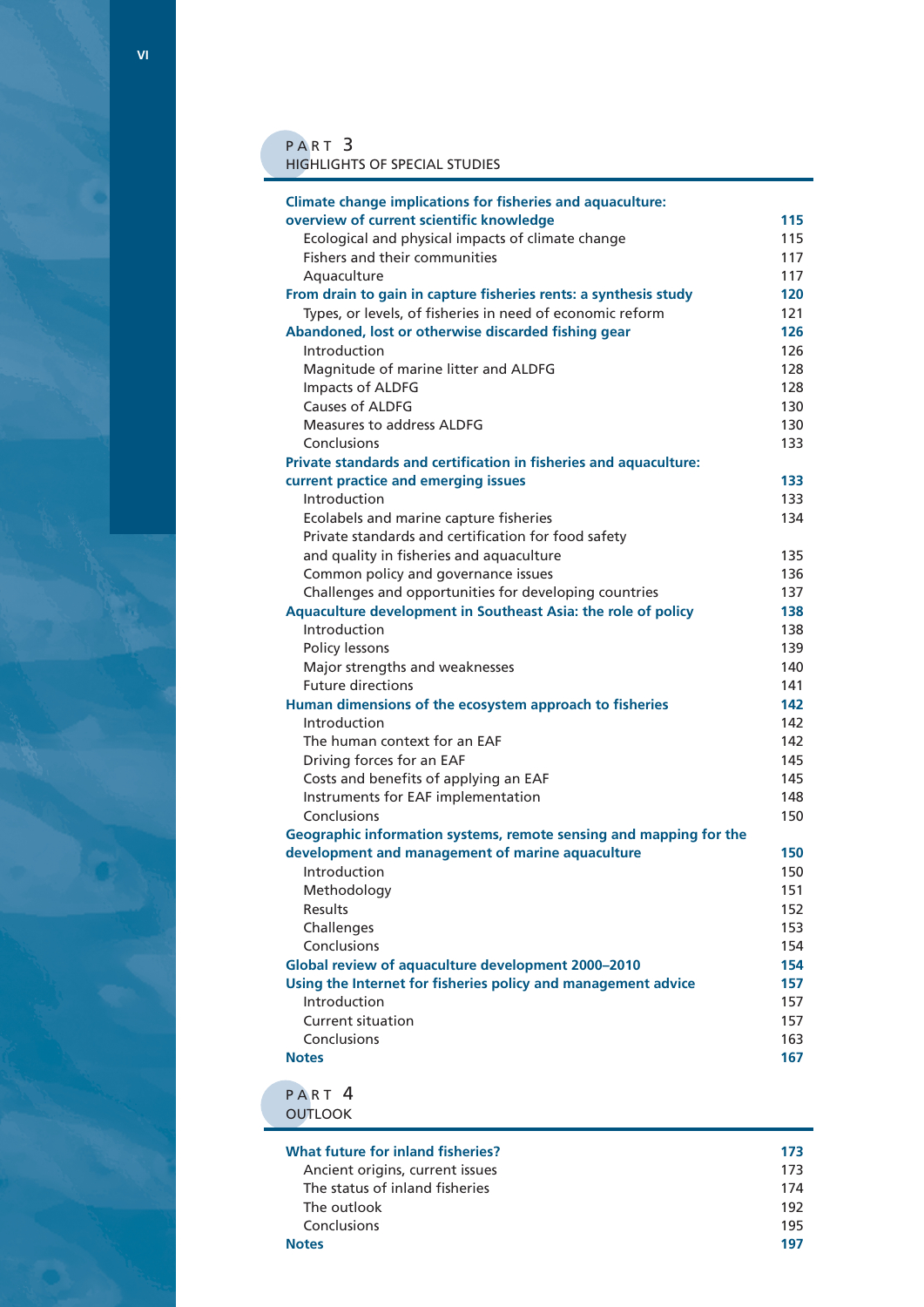## PART 3
## HIGHLIGHTS OF SPECIAL STUDIES

| | |
|---|---|
| **Climate change implications for fisheries and aquaculture: overview of current scientific knowledge** | **115** |
| Ecological and physical impacts of climate change | 115 |
| Fishers and their communities | 117 |
| Aquaculture | 117 |
| **From drain to gain in capture fisheries rents: a synthesis study** | **120** |
| Types, or levels, of fisheries in need of economic reform | 121 |
| **Abandoned, lost or otherwise discarded fishing gear** | **126** |
| Introduction | 126 |
| Magnitude of marine litter and ALDFG | 128 |
| Impacts of ALDFG | 128 |
| Causes of ALDFG | 130 |
| Measures to address ALDFG | 130 |
| Conclusions | 133 |
| **Private standards and certification in fisheries and aquaculture: current practice and emerging issues** | **133** |
| Introduction | 133 |
| Ecolabels and marine capture fisheries | 134 |
| Private standards and certification for food safety and quality in fisheries and aquaculture | 135 |
| Common policy and governance issues | 136 |
| Challenges and opportunities for developing countries | 137 |
| **Aquaculture development in Southeast Asia: the role of policy** | **138** |
| Introduction | 138 |
| Policy lessons | 139 |
| Major strengths and weaknesses | 140 |
| Future directions | 141 |
| **Human dimensions of the ecosystem approach to fisheries** | **142** |
| Introduction | 142 |
| The human context for an EAF | 142 |
| Driving forces for an EAF | 145 |
| Costs and benefits of applying an EAF | 145 |
| Instruments for EAF implementation | 148 |
| Conclusions | 150 |
| **Geographic information systems, remote sensing and mapping for the development and management of marine aquaculture** | **150** |
| Introduction | 150 |
| Methodology | 151 |
| Results | 152 |
| Challenges | 153 |
| Conclusions | 154 |
| **Global review of aquaculture development 2000–2010** | **154** |
| **Using the Internet for fisheries policy and management advice** | **157** |
| Introduction | 157 |
| Current situation | 157 |
| Conclusions | 163 |
| **Notes** | **167** |

## PART 4
## OUTLOOK

| | |
|---|---|
| **What future for inland fisheries?** | **173** |
| Ancient origins, current issues | 173 |
| The status of inland fisheries | 174 |
| The outlook | 192 |
| Conclusions | 195 |
| **Notes** | **197** |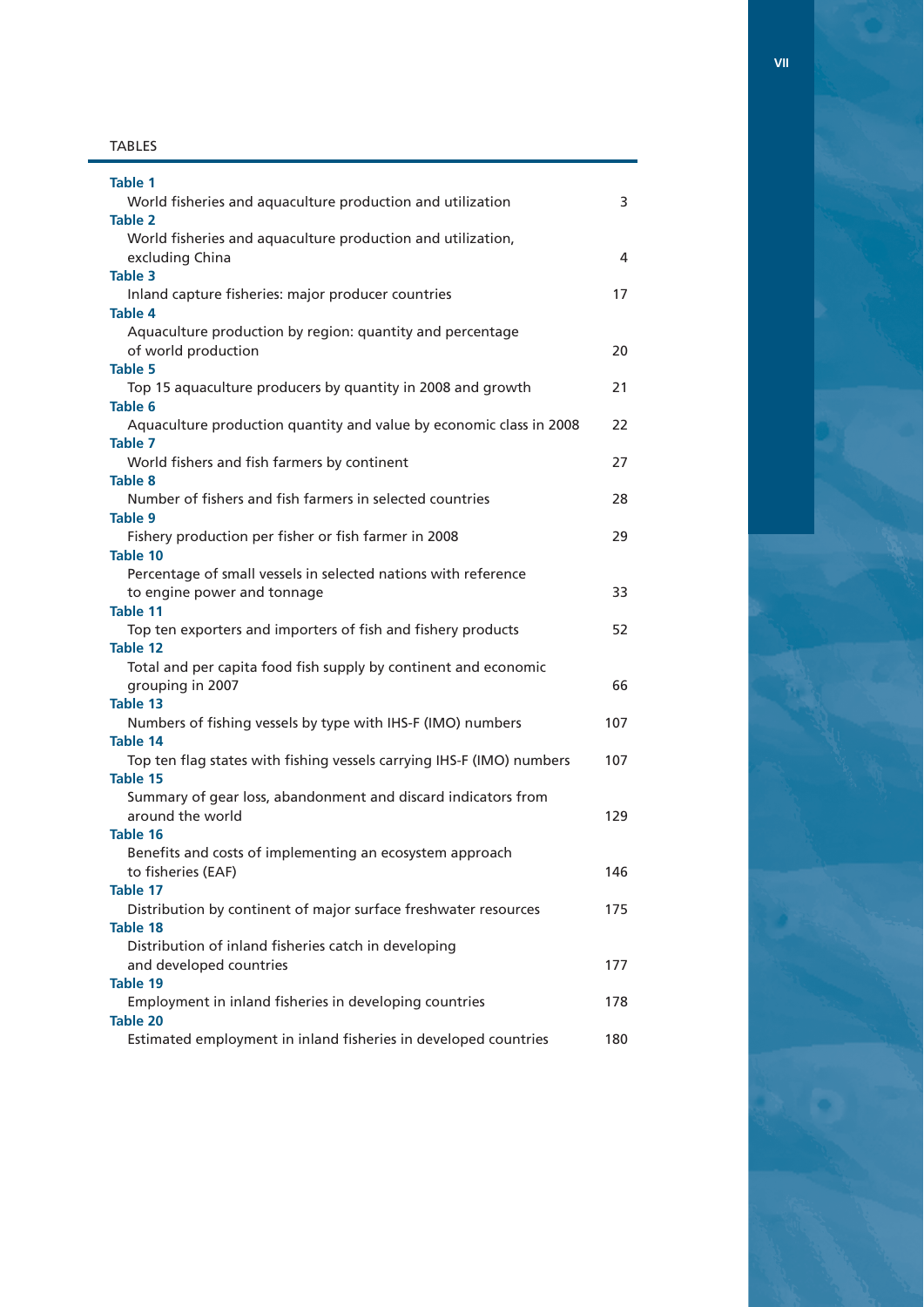## TABLES

**Table 1**
World fisheries and aquaculture production and utilization — 3

**Table 2**
World fisheries and aquaculture production and utilization, excluding China — 4

**Table 3**
Inland capture fisheries: major producer countries — 17

**Table 4**
Aquaculture production by region: quantity and percentage of world production — 20

**Table 5**
Top 15 aquaculture producers by quantity in 2008 and growth — 21

**Table 6**
Aquaculture production quantity and value by economic class in 2008 — 22

**Table 7**
World fishers and fish farmers by continent — 27

**Table 8**
Number of fishers and fish farmers in selected countries — 28

**Table 9**
Fishery production per fisher or fish farmer in 2008 — 29

**Table 10**
Percentage of small vessels in selected nations with reference to engine power and tonnage — 33

**Table 11**
Top ten exporters and importers of fish and fishery products — 52

**Table 12**
Total and per capita food fish supply by continent and economic grouping in 2007 — 66

**Table 13**
Numbers of fishing vessels by type with IHS-F (IMO) numbers — 107

**Table 14**
Top ten flag states with fishing vessels carrying IHS-F (IMO) numbers — 107

**Table 15**
Summary of gear loss, abandonment and discard indicators from around the world — 129

**Table 16**
Benefits and costs of implementing an ecosystem approach to fisheries (EAF) — 146

**Table 17**
Distribution by continent of major surface freshwater resources — 175

**Table 18**
Distribution of inland fisheries catch in developing and developed countries — 177

**Table 19**
Employment in inland fisheries in developing countries — 178

**Table 20**
Estimated employment in inland fisheries in developed countries — 180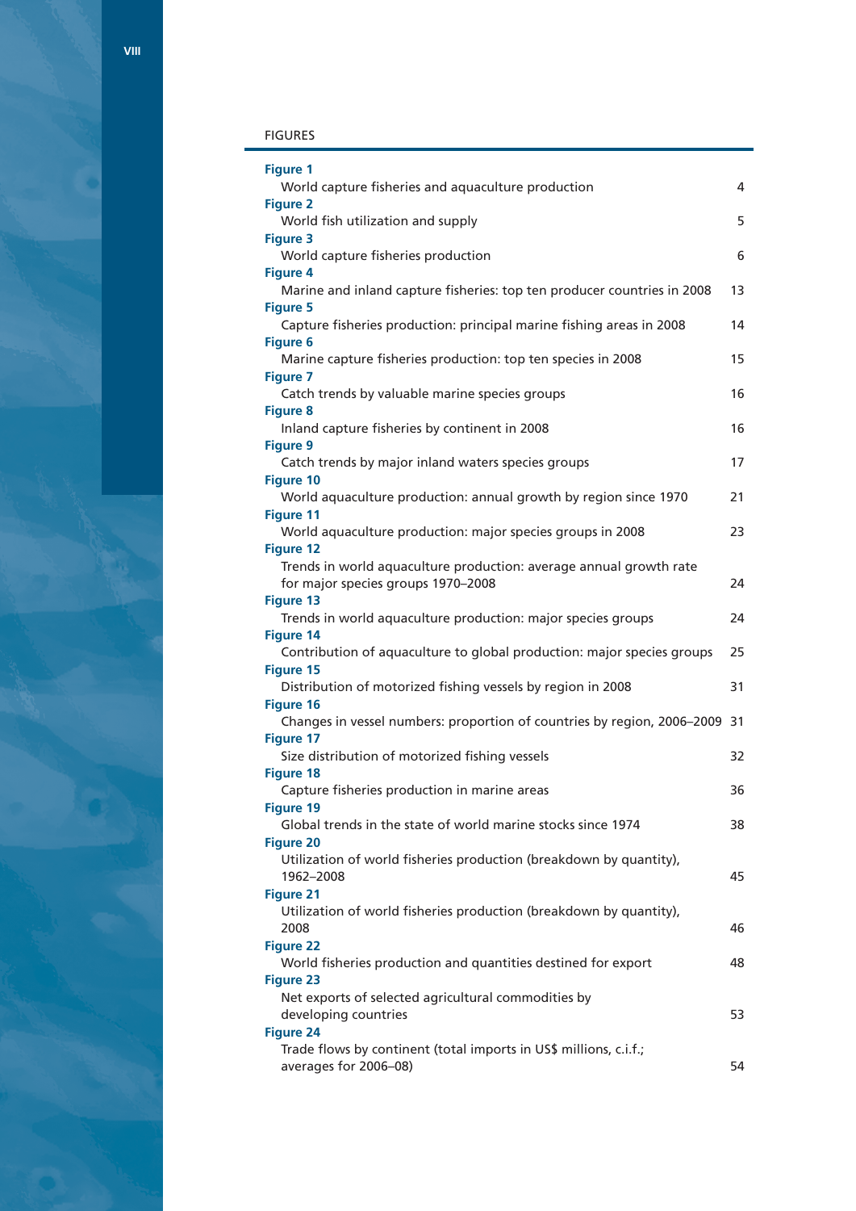## FIGURES

**Figure 1**
World capture fisheries and aquaculture production 4

**Figure 2**
World fish utilization and supply 5

**Figure 3**
World capture fisheries production 6

**Figure 4**
Marine and inland capture fisheries: top ten producer countries in 2008 13

**Figure 5**
Capture fisheries production: principal marine fishing areas in 2008 14

**Figure 6**
Marine capture fisheries production: top ten species in 2008 15

**Figure 7**
Catch trends by valuable marine species groups 16

**Figure 8**
Inland capture fisheries by continent in 2008 16

**Figure 9**
Catch trends by major inland waters species groups 17

**Figure 10**
World aquaculture production: annual growth by region since 1970 21

**Figure 11**
World aquaculture production: major species groups in 2008 23

**Figure 12**
Trends in world aquaculture production: average annual growth rate for major species groups 1970–2008 24

**Figure 13**
Trends in world aquaculture production: major species groups 24

**Figure 14**
Contribution of aquaculture to global production: major species groups 25

**Figure 15**
Distribution of motorized fishing vessels by region in 2008 31

**Figure 16**
Changes in vessel numbers: proportion of countries by region, 2006–2009 31

**Figure 17**
Size distribution of motorized fishing vessels 32

**Figure 18**
Capture fisheries production in marine areas 36

**Figure 19**
Global trends in the state of world marine stocks since 1974 38

**Figure 20**
Utilization of world fisheries production (breakdown by quantity), 1962–2008 45

**Figure 21**
Utilization of world fisheries production (breakdown by quantity), 2008 46

**Figure 22**
World fisheries production and quantities destined for export 48

**Figure 23**
Net exports of selected agricultural commodities by developing countries 53

**Figure 24**
Trade flows by continent (total imports in US$ millions, c.i.f.; averages for 2006–08) 54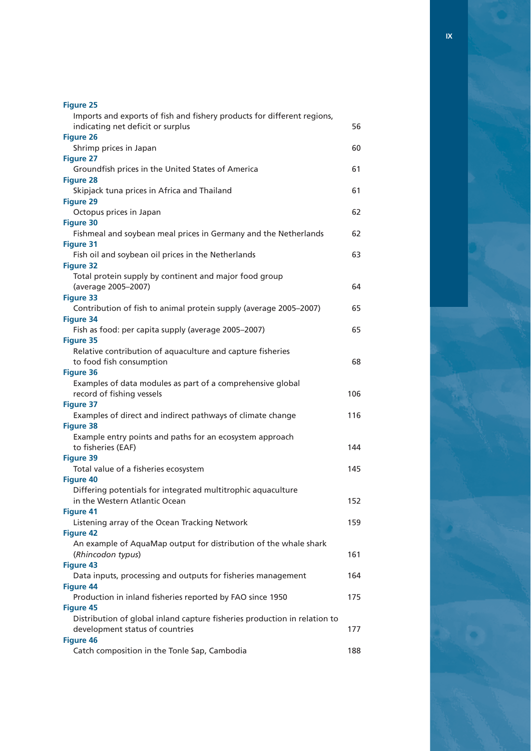**Figure 25**
Imports and exports of fish and fishery products for different regions, indicating net deficit or surplus 56

**Figure 26**
Shrimp prices in Japan 60

**Figure 27**
Groundfish prices in the United States of America 61

**Figure 28**
Skipjack tuna prices in Africa and Thailand 61

**Figure 29**
Octopus prices in Japan 62

**Figure 30**
Fishmeal and soybean meal prices in Germany and the Netherlands 62

**Figure 31**
Fish oil and soybean oil prices in the Netherlands 63

**Figure 32**
Total protein supply by continent and major food group (average 2005–2007) 64

**Figure 33**
Contribution of fish to animal protein supply (average 2005–2007) 65

**Figure 34**
Fish as food: per capita supply (average 2005–2007) 65

**Figure 35**
Relative contribution of aquaculture and capture fisheries to food fish consumption 68

**Figure 36**
Examples of data modules as part of a comprehensive global record of fishing vessels 106

**Figure 37**
Examples of direct and indirect pathways of climate change 116

**Figure 38**
Example entry points and paths for an ecosystem approach to fisheries (EAF) 144

**Figure 39**
Total value of a fisheries ecosystem 145

**Figure 40**
Differing potentials for integrated multitrophic aquaculture in the Western Atlantic Ocean 152

**Figure 41**
Listening array of the Ocean Tracking Network 159

**Figure 42**
An example of AquaMap output for distribution of the whale shark (*Rhincodon typus*) 161

**Figure 43**
Data inputs, processing and outputs for fisheries management 164

**Figure 44**
Production in inland fisheries reported by FAO since 1950 175

**Figure 45**
Distribution of global inland capture fisheries production in relation to development status of countries 177

**Figure 46**
Catch composition in the Tonle Sap, Cambodia 188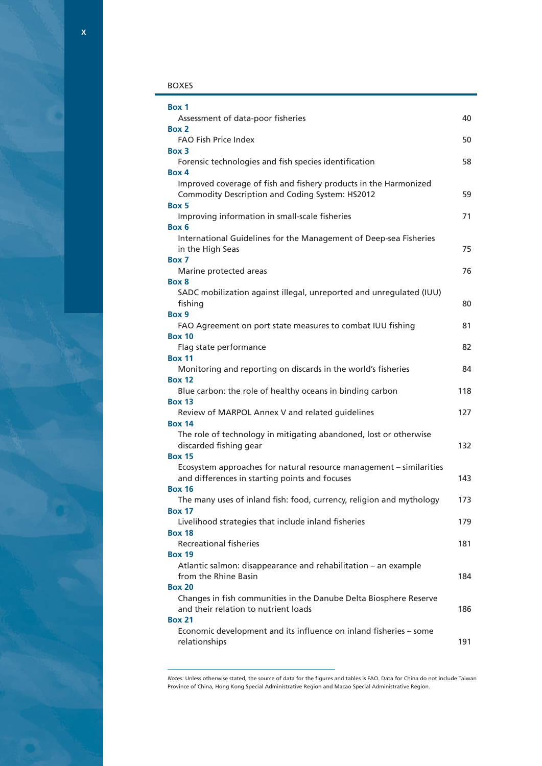## BOXES

| | |
|---|---|
| **Box 1** | |
| Assessment of data-poor fisheries | 40 |
| **Box 2** | |
| FAO Fish Price Index | 50 |
| **Box 3** | |
| Forensic technologies and fish species identification | 58 |
| **Box 4** | |
| Improved coverage of fish and fishery products in the Harmonized Commodity Description and Coding System: HS2012 | 59 |
| **Box 5** | |
| Improving information in small-scale fisheries | 71 |
| **Box 6** | |
| International Guidelines for the Management of Deep-sea Fisheries in the High Seas | 75 |
| **Box 7** | |
| Marine protected areas | 76 |
| **Box 8** | |
| SADC mobilization against illegal, unreported and unregulated (IUU) fishing | 80 |
| **Box 9** | |
| FAO Agreement on port state measures to combat IUU fishing | 81 |
| **Box 10** | |
| Flag state performance | 82 |
| **Box 11** | |
| Monitoring and reporting on discards in the world's fisheries | 84 |
| **Box 12** | |
| Blue carbon: the role of healthy oceans in binding carbon | 118 |
| **Box 13** | |
| Review of MARPOL Annex V and related guidelines | 127 |
| **Box 14** | |
| The role of technology in mitigating abandoned, lost or otherwise discarded fishing gear | 132 |
| **Box 15** | |
| Ecosystem approaches for natural resource management – similarities and differences in starting points and focuses | 143 |
| **Box 16** | |
| The many uses of inland fish: food, currency, religion and mythology | 173 |
| **Box 17** | |
| Livelihood strategies that include inland fisheries | 179 |
| **Box 18** | |
| Recreational fisheries | 181 |
| **Box 19** | |
| Atlantic salmon: disappearance and rehabilitation – an example from the Rhine Basin | 184 |
| **Box 20** | |
| Changes in fish communities in the Danube Delta Biosphere Reserve and their relation to nutrient loads | 186 |
| **Box 21** | |
| Economic development and its influence on inland fisheries – some relationships | 191 |

*Notes:* Unless otherwise stated, the source of data for the figures and tables is FAO. Data for China do not include Taiwan Province of China, Hong Kong Special Administrative Region and Macao Special Administrative Region.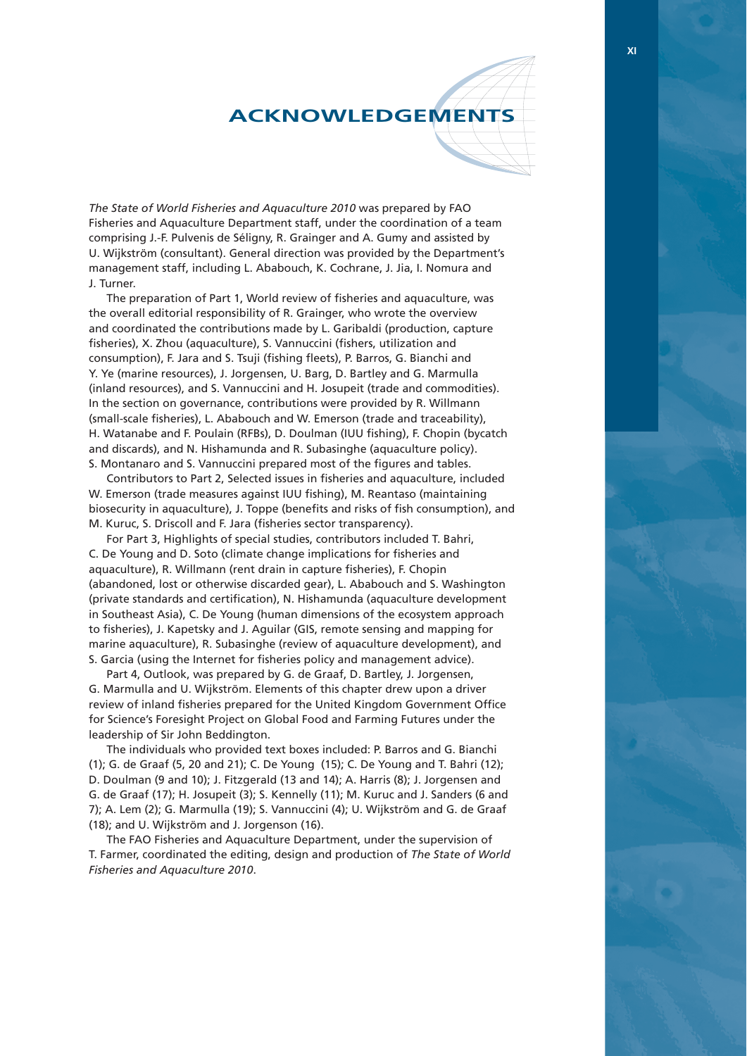# ACKNOWLEDGEMENTS

*The State of World Fisheries and Aquaculture 2010* was prepared by FAO Fisheries and Aquaculture Department staff, under the coordination of a team comprising J.-F. Pulvenis de Séligny, R. Grainger and A. Gumy and assisted by U. Wijkström (consultant). General direction was provided by the Department's management staff, including L. Ababouch, K. Cochrane, J. Jia, I. Nomura and J. Turner.

The preparation of Part 1, World review of fisheries and aquaculture, was the overall editorial responsibility of R. Grainger, who wrote the overview and coordinated the contributions made by L. Garibaldi (production, capture fisheries), X. Zhou (aquaculture), S. Vannuccini (fishers, utilization and consumption), F. Jara and S. Tsuji (fishing fleets), P. Barros, G. Bianchi and Y. Ye (marine resources), J. Jorgensen, U. Barg, D. Bartley and G. Marmulla (inland resources), and S. Vannuccini and H. Josupeit (trade and commodities). In the section on governance, contributions were provided by R. Willmann (small-scale fisheries), L. Ababouch and W. Emerson (trade and traceability), H. Watanabe and F. Poulain (RFBs), D. Doulman (IUU fishing), F. Chopin (bycatch and discards), and N. Hishamunda and R. Subasinghe (aquaculture policy). S. Montanaro and S. Vannuccini prepared most of the figures and tables.

Contributors to Part 2, Selected issues in fisheries and aquaculture, included W. Emerson (trade measures against IUU fishing), M. Reantaso (maintaining biosecurity in aquaculture), J. Toppe (benefits and risks of fish consumption), and M. Kuruc, S. Driscoll and F. Jara (fisheries sector transparency).

For Part 3, Highlights of special studies, contributors included T. Bahri, C. De Young and D. Soto (climate change implications for fisheries and aquaculture), R. Willmann (rent drain in capture fisheries), F. Chopin (abandoned, lost or otherwise discarded gear), L. Ababouch and S. Washington (private standards and certification), N. Hishamunda (aquaculture development in Southeast Asia), C. De Young (human dimensions of the ecosystem approach to fisheries), J. Kapetsky and J. Aguilar (GIS, remote sensing and mapping for marine aquaculture), R. Subasinghe (review of aquaculture development), and S. Garcia (using the Internet for fisheries policy and management advice).

Part 4, Outlook, was prepared by G. de Graaf, D. Bartley, J. Jorgensen, G. Marmulla and U. Wijkström. Elements of this chapter drew upon a driver review of inland fisheries prepared for the United Kingdom Government Office for Science's Foresight Project on Global Food and Farming Futures under the leadership of Sir John Beddington.

The individuals who provided text boxes included: P. Barros and G. Bianchi (1); G. de Graaf (5, 20 and 21); C. De Young (15); C. De Young and T. Bahri (12); D. Doulman (9 and 10); J. Fitzgerald (13 and 14); A. Harris (8); J. Jorgensen and G. de Graaf (17); H. Josupeit (3); S. Kennelly (11); M. Kuruc and J. Sanders (6 and 7); A. Lem (2); G. Marmulla (19); S. Vannuccini (4); U. Wijkström and G. de Graaf (18); and U. Wijkström and J. Jorgenson (16).

The FAO Fisheries and Aquaculture Department, under the supervision of T. Farmer, coordinated the editing, design and production of *The State of World Fisheries and Aquaculture 2010*.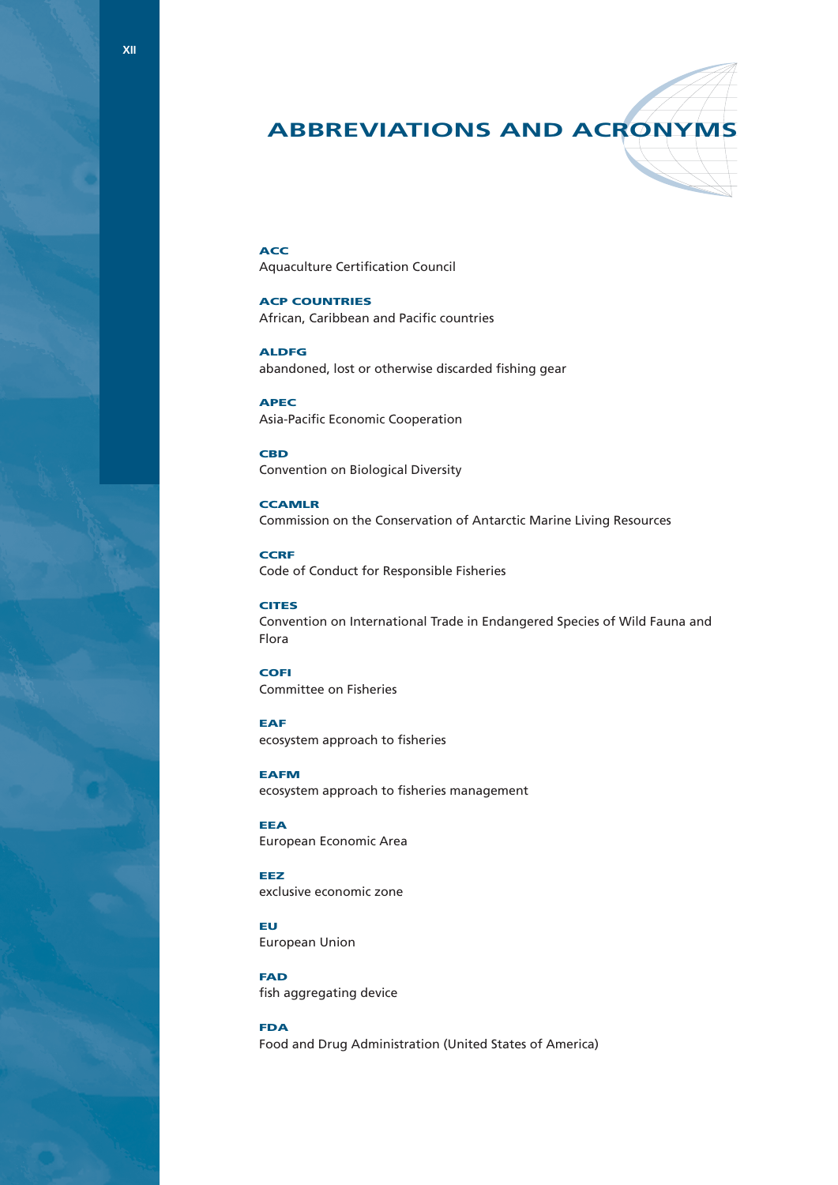# ABBREVIATIONS AND ACRONYMS

**ACC**
Aquaculture Certification Council

**ACP COUNTRIES**
African, Caribbean and Pacific countries

**ALDFG**
abandoned, lost or otherwise discarded fishing gear

**APEC**
Asia-Pacific Economic Cooperation

**CBD**
Convention on Biological Diversity

**CCAMLR**
Commission on the Conservation of Antarctic Marine Living Resources

**CCRF**
Code of Conduct for Responsible Fisheries

**CITES**
Convention on International Trade in Endangered Species of Wild Fauna and Flora

**COFI**
Committee on Fisheries

**EAF**
ecosystem approach to fisheries

**EAFM**
ecosystem approach to fisheries management

**EEA**
European Economic Area

**EEZ**
exclusive economic zone

**EU**
European Union

**FAD**
fish aggregating device

**FDA**
Food and Drug Administration (United States of America)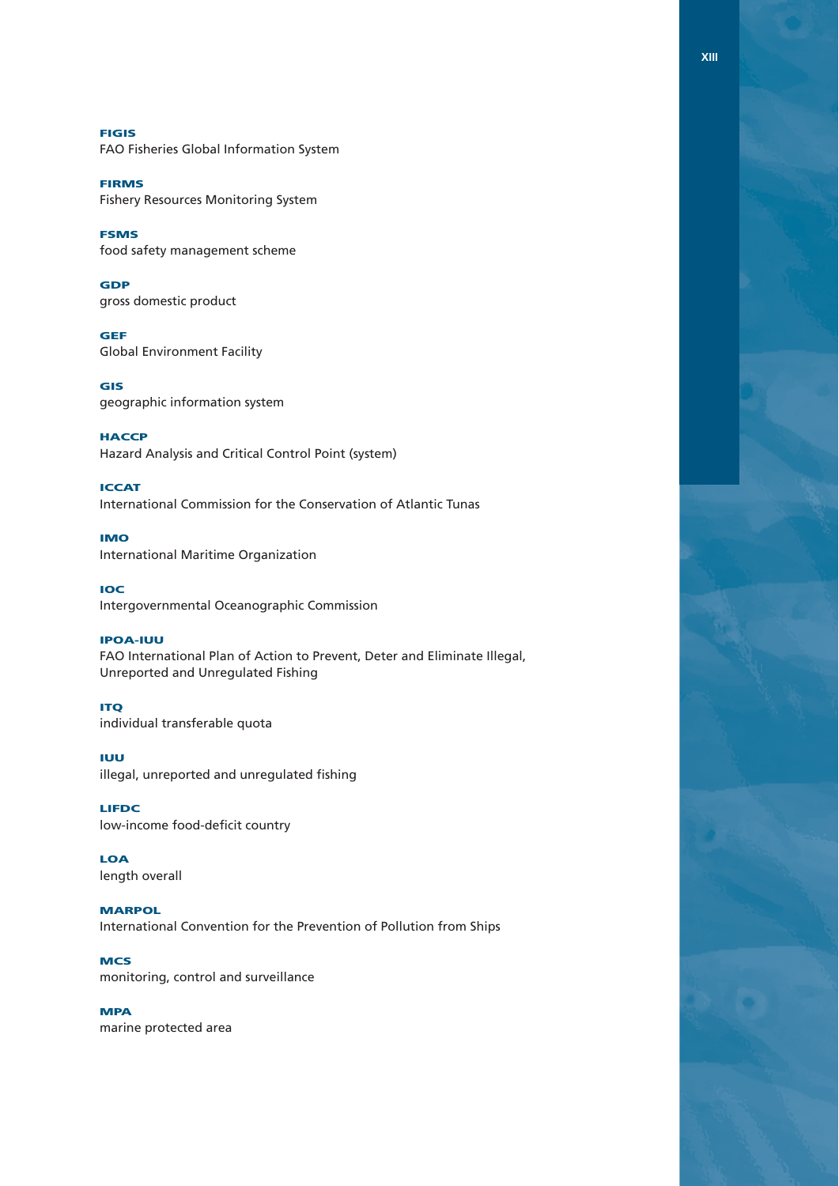**FIGIS**
FAO Fisheries Global Information System

**FIRMS**
Fishery Resources Monitoring System

**FSMS**
food safety management scheme

**GDP**
gross domestic product

**GEF**
Global Environment Facility

**GIS**
geographic information system

**HACCP**
Hazard Analysis and Critical Control Point (system)

**ICCAT**
International Commission for the Conservation of Atlantic Tunas

**IMO**
International Maritime Organization

**IOC**
Intergovernmental Oceanographic Commission

**IPOA-IUU**
FAO International Plan of Action to Prevent, Deter and Eliminate Illegal, Unreported and Unregulated Fishing

**ITQ**
individual transferable quota

**IUU**
illegal, unreported and unregulated fishing

**LIFDC**
low-income food-deficit country

**LOA**
length overall

**MARPOL**
International Convention for the Prevention of Pollution from Ships

**MCS**
monitoring, control and surveillance

**MPA**
marine protected area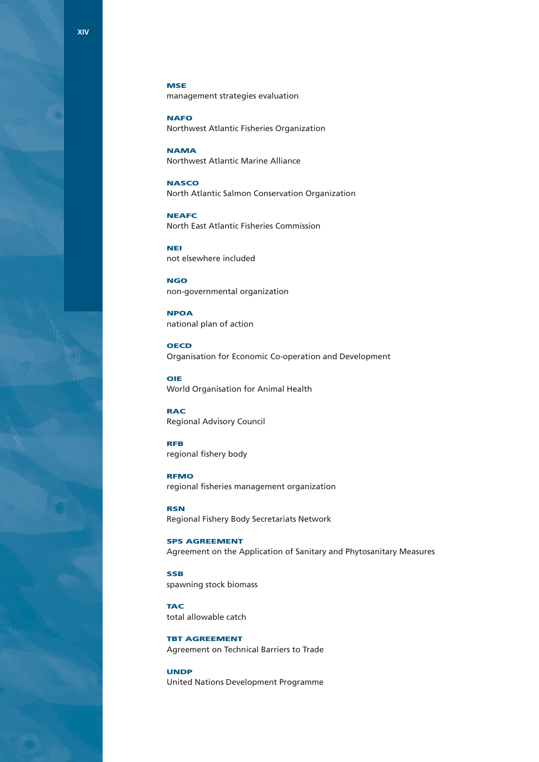**MSE**
management strategies evaluation

**NAFO**
Northwest Atlantic Fisheries Organization

**NAMA**
Northwest Atlantic Marine Alliance

**NASCO**
North Atlantic Salmon Conservation Organization

**NEAFC**
North East Atlantic Fisheries Commission

**NEI**
not elsewhere included

**NGO**
non-governmental organization

**NPOA**
national plan of action

**OECD**
Organisation for Economic Co-operation and Development

**OIE**
World Organisation for Animal Health

**RAC**
Regional Advisory Council

**RFB**
regional fishery body

**RFMO**
regional fisheries management organization

**RSN**
Regional Fishery Body Secretariats Network

**SPS AGREEMENT**
Agreement on the Application of Sanitary and Phytosanitary Measures

**SSB**
spawning stock biomass

**TAC**
total allowable catch

**TBT AGREEMENT**
Agreement on Technical Barriers to Trade

**UNDP**
United Nations Development Programme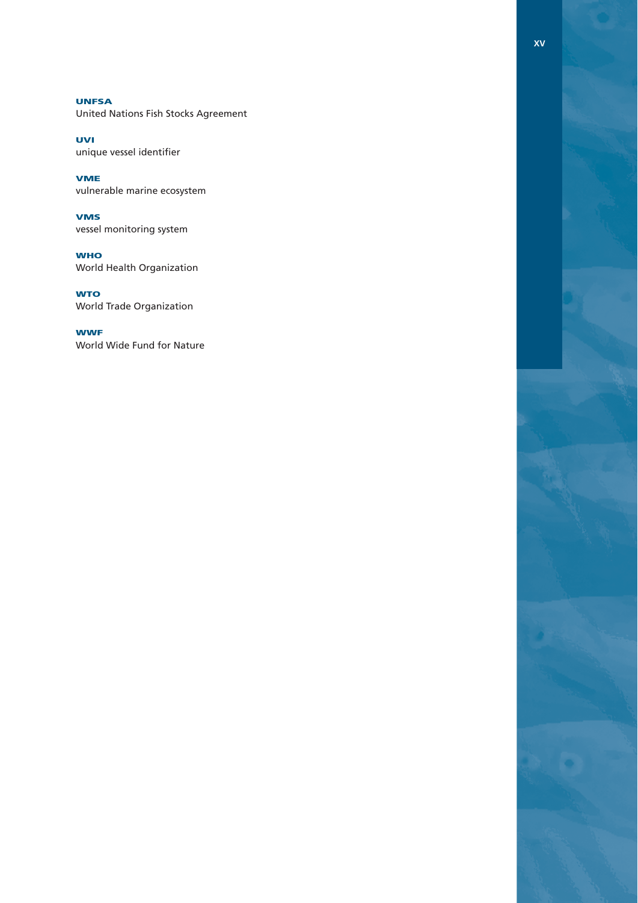**UNFSA**
United Nations Fish Stocks Agreement

**UVI**
unique vessel identifier

**VME**
vulnerable marine ecosystem

**VMS**
vessel monitoring system

**WHO**
World Health Organization

**WTO**
World Trade Organization

**WWF**
World Wide Fund for Nature